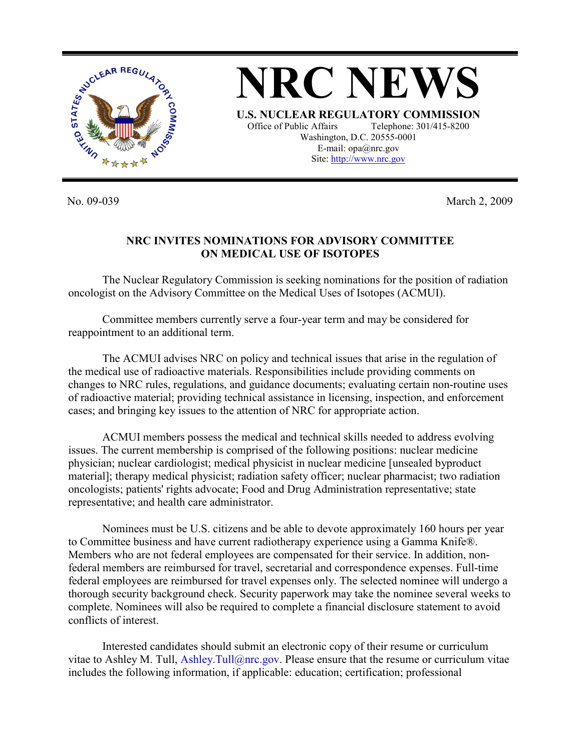# NRC NEWS

**U.S. NUCLEAR REGULATORY COMMISSION**
Office of Public Affairs Telephone: 301/415-8200
Washington, D.C. 20555-0001
E-mail: opa@nrc.gov
Site: http://www.nrc.gov

No. 09-039 March 2, 2009

## NRC INVITES NOMINATIONS FOR ADVISORY COMMITTEE ON MEDICAL USE OF ISOTOPES

The Nuclear Regulatory Commission is seeking nominations for the position of radiation oncologist on the Advisory Committee on the Medical Uses of Isotopes (ACMUI).

Committee members currently serve a four-year term and may be considered for reappointment to an additional term.

The ACMUI advises NRC on policy and technical issues that arise in the regulation of the medical use of radioactive materials. Responsibilities include providing comments on changes to NRC rules, regulations, and guidance documents; evaluating certain non-routine uses of radioactive material; providing technical assistance in licensing, inspection, and enforcement cases; and bringing key issues to the attention of NRC for appropriate action.

ACMUI members possess the medical and technical skills needed to address evolving issues. The current membership is comprised of the following positions: nuclear medicine physician; nuclear cardiologist; medical physicist in nuclear medicine [unsealed byproduct material]; therapy medical physicist; radiation safety officer; nuclear pharmacist; two radiation oncologists; patients' rights advocate; Food and Drug Administration representative; state representative; and health care administrator.

Nominees must be U.S. citizens and be able to devote approximately 160 hours per year to Committee business and have current radiotherapy experience using a Gamma Knife®. Members who are not federal employees are compensated for their service. In addition, non-federal members are reimbursed for travel, secretarial and correspondence expenses. Full-time federal employees are reimbursed for travel expenses only. The selected nominee will undergo a thorough security background check. Security paperwork may take the nominee several weeks to complete. Nominees will also be required to complete a financial disclosure statement to avoid conflicts of interest.

Interested candidates should submit an electronic copy of their resume or curriculum vitae to Ashley M. Tull, Ashley.Tull@nrc.gov. Please ensure that the resume or curriculum vitae includes the following information, if applicable: education; certification; professional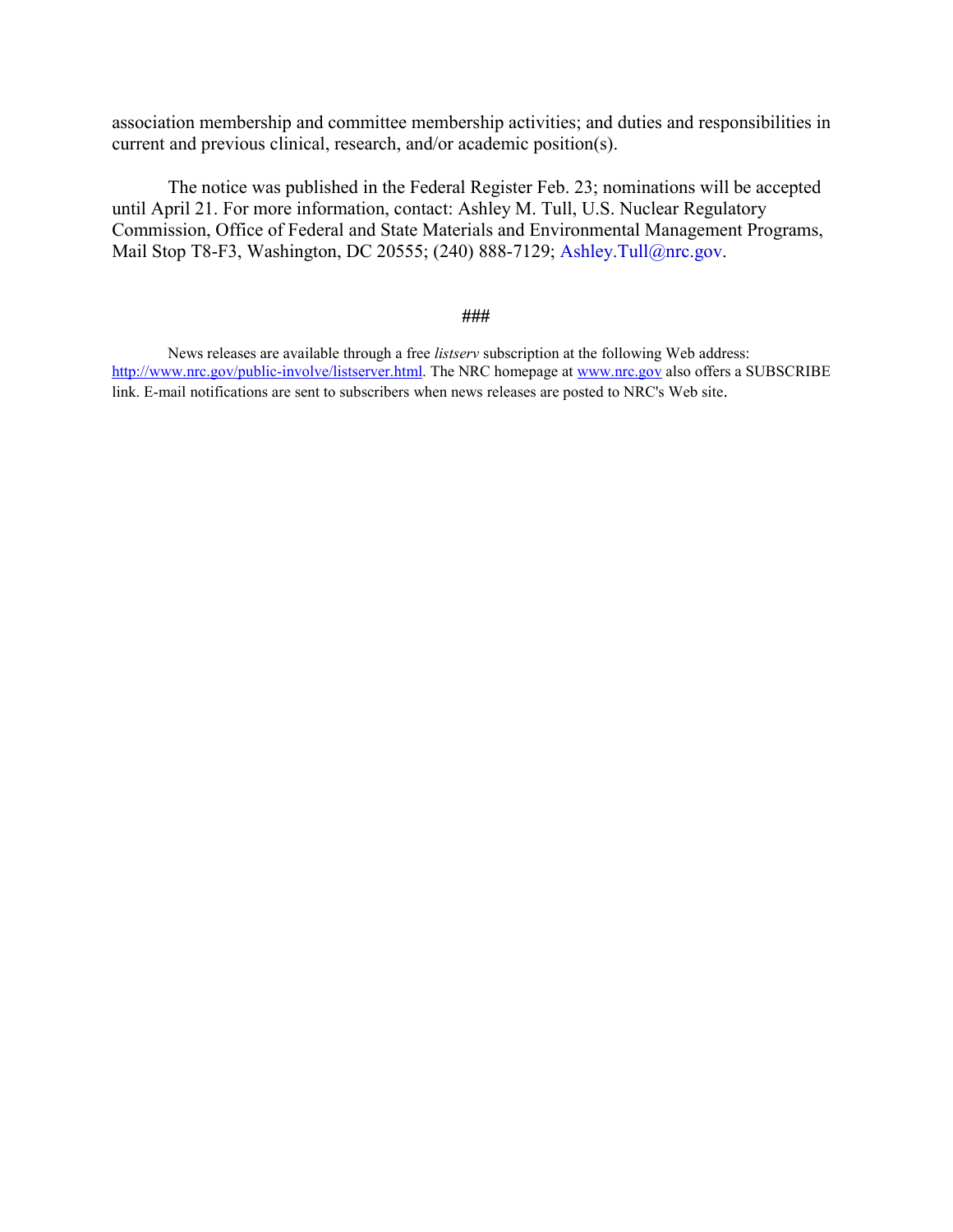association membership and committee membership activities; and duties and responsibilities in current and previous clinical, research, and/or academic position(s).

The notice was published in the Federal Register Feb. 23; nominations will be accepted until April 21. For more information, contact: Ashley M. Tull, U.S. Nuclear Regulatory Commission, Office of Federal and State Materials and Environmental Management Programs, Mail Stop T8-F3, Washington, DC 20555; (240) 888-7129; Ashley.Tull@nrc.gov.

###

News releases are available through a free *listserv* subscription at the following Web address: http://www.nrc.gov/public-involve/listserver.html. The NRC homepage at www.nrc.gov also offers a SUBSCRIBE link. E-mail notifications are sent to subscribers when news releases are posted to NRC's Web site.